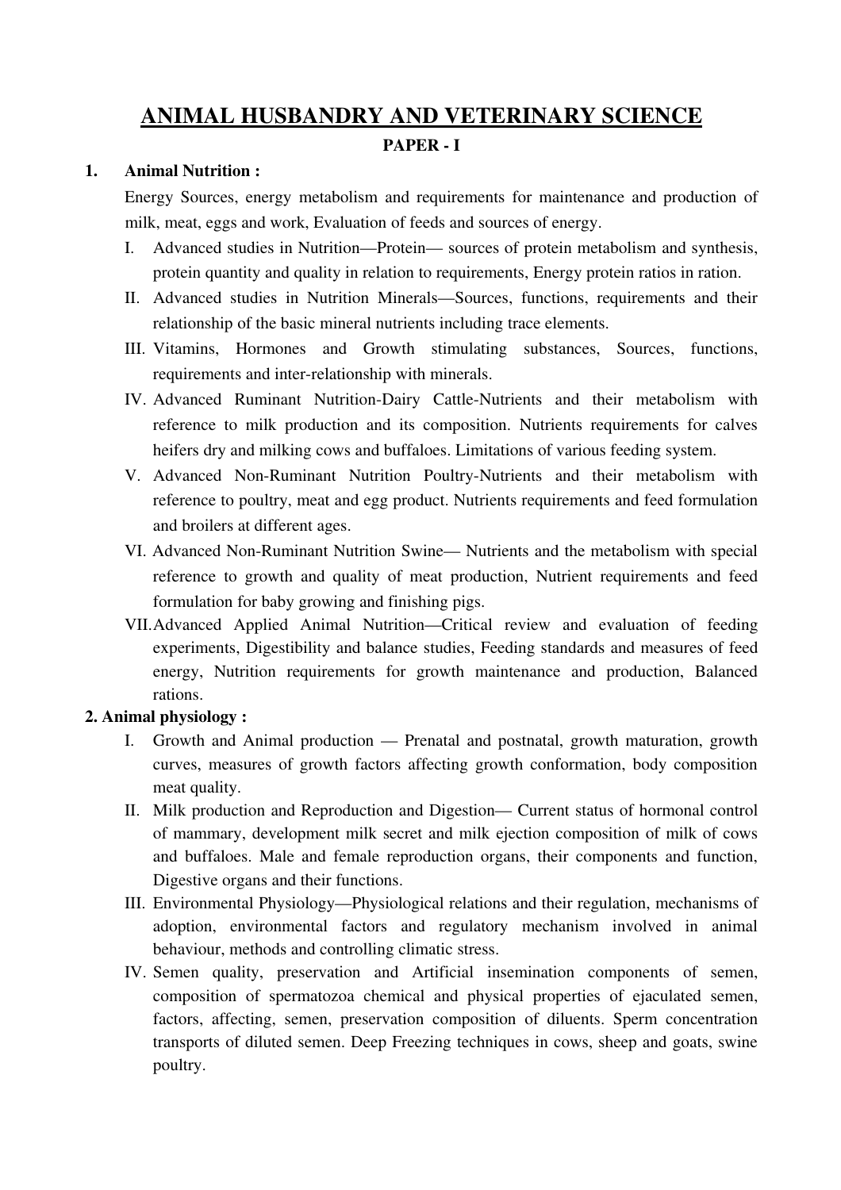# ANIMAL HUSBANDRY AND VETERINARY SCIENCE

## PAPER - I

**1. Animal Nutrition :**

Energy Sources, energy metabolism and requirements for maintenance and production of milk, meat, eggs and work, Evaluation of feeds and sources of energy.

I. Advanced studies in Nutrition—Protein— sources of protein metabolism and synthesis, protein quantity and quality in relation to requirements, Energy protein ratios in ration.

II. Advanced studies in Nutrition Minerals—Sources, functions, requirements and their relationship of the basic mineral nutrients including trace elements.

III. Vitamins, Hormones and Growth stimulating substances, Sources, functions, requirements and inter-relationship with minerals.

IV. Advanced Ruminant Nutrition-Dairy Cattle-Nutrients and their metabolism with reference to milk production and its composition. Nutrients requirements for calves heifers dry and milking cows and buffaloes. Limitations of various feeding system.

V. Advanced Non-Ruminant Nutrition Poultry-Nutrients and their metabolism with reference to poultry, meat and egg product. Nutrients requirements and feed formulation and broilers at different ages.

VI. Advanced Non-Ruminant Nutrition Swine— Nutrients and the metabolism with special reference to growth and quality of meat production, Nutrient requirements and feed formulation for baby growing and finishing pigs.

VII. Advanced Applied Animal Nutrition—Critical review and evaluation of feeding experiments, Digestibility and balance studies, Feeding standards and measures of feed energy, Nutrition requirements for growth maintenance and production, Balanced rations.

**2. Animal physiology :**

I. Growth and Animal production — Prenatal and postnatal, growth maturation, growth curves, measures of growth factors affecting growth conformation, body composition meat quality.

II. Milk production and Reproduction and Digestion— Current status of hormonal control of mammary, development milk secret and milk ejection composition of milk of cows and buffaloes. Male and female reproduction organs, their components and function, Digestive organs and their functions.

III. Environmental Physiology—Physiological relations and their regulation, mechanisms of adoption, environmental factors and regulatory mechanism involved in animal behaviour, methods and controlling climatic stress.

IV. Semen quality, preservation and Artificial insemination components of semen, composition of spermatozoa chemical and physical properties of ejaculated semen, factors, affecting, semen, preservation composition of diluents. Sperm concentration transports of diluted semen. Deep Freezing techniques in cows, sheep and goats, swine poultry.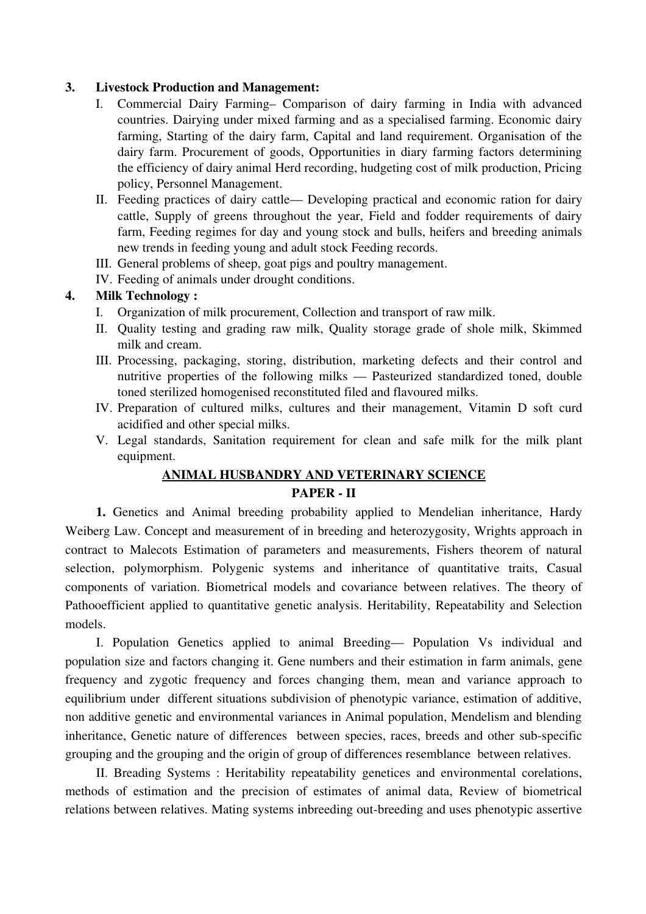3. **Livestock Production and Management:**

   I. Commercial Dairy Farming– Comparison of dairy farming in India with advanced countries. Dairying under mixed farming and as a specialised farming. Economic dairy farming, Starting of the dairy farm, Capital and land requirement. Organisation of the dairy farm. Procurement of goods, Opportunities in diary farming factors determining the efficiency of dairy animal Herd recording, hudgeting cost of milk production, Pricing policy, Personnel Management.

   II. Feeding practices of dairy cattle— Developing practical and economic ration for dairy cattle, Supply of greens throughout the year, Field and fodder requirements of dairy farm, Feeding regimes for day and young stock and bulls, heifers and breeding animals new trends in feeding young and adult stock Feeding records.

   III. General problems of sheep, goat pigs and poultry management.

   IV. Feeding of animals under drought conditions.

4. **Milk Technology :**

   I. Organization of milk procurement, Collection and transport of raw milk.

   II. Quality testing and grading raw milk, Quality storage grade of shole milk, Skimmed milk and cream.

   III. Processing, packaging, storing, distribution, marketing defects and their control and nutritive properties of the following milks — Pasteurized standardized toned, double toned sterilized homogenised reconstituted filed and flavoured milks.

   IV. Preparation of cultured milks, cultures and their management, Vitamin D soft curd acidified and other special milks.

   V. Legal standards, Sanitation requirement for clean and safe milk for the milk plant equipment.

## ANIMAL HUSBANDRY AND VETERINARY SCIENCE

## PAPER - II

**1.** Genetics and Animal breeding probability applied to Mendelian inheritance, Hardy Weiberg Law. Concept and measurement of in breeding and heterozygosity, Wrights approach in contract to Malecots Estimation of parameters and measurements, Fishers theorem of natural selection, polymorphism. Polygenic systems and inheritance of quantitative traits, Casual components of variation. Biometrical models and covariance between relatives. The theory of Pathooefficient applied to quantitative genetic analysis. Heritability, Repeatability and Selection models.

I. Population Genetics applied to animal Breeding— Population Vs individual and population size and factors changing it. Gene numbers and their estimation in farm animals, gene frequency and zygotic frequency and forces changing them, mean and variance approach to equilibrium under different situations subdivision of phenotypic variance, estimation of additive, non additive genetic and environmental variances in Animal population, Mendelism and blending inheritance, Genetic nature of differences between species, races, breeds and other sub-specific grouping and the grouping and the origin of group of differences resemblance between relatives.

II. Breading Systems : Heritability repeatability genetices and environmental corelations, methods of estimation and the precision of estimates of animal data, Review of biometrical relations between relatives. Mating systems inbreeding out-breeding and uses phenotypic assertive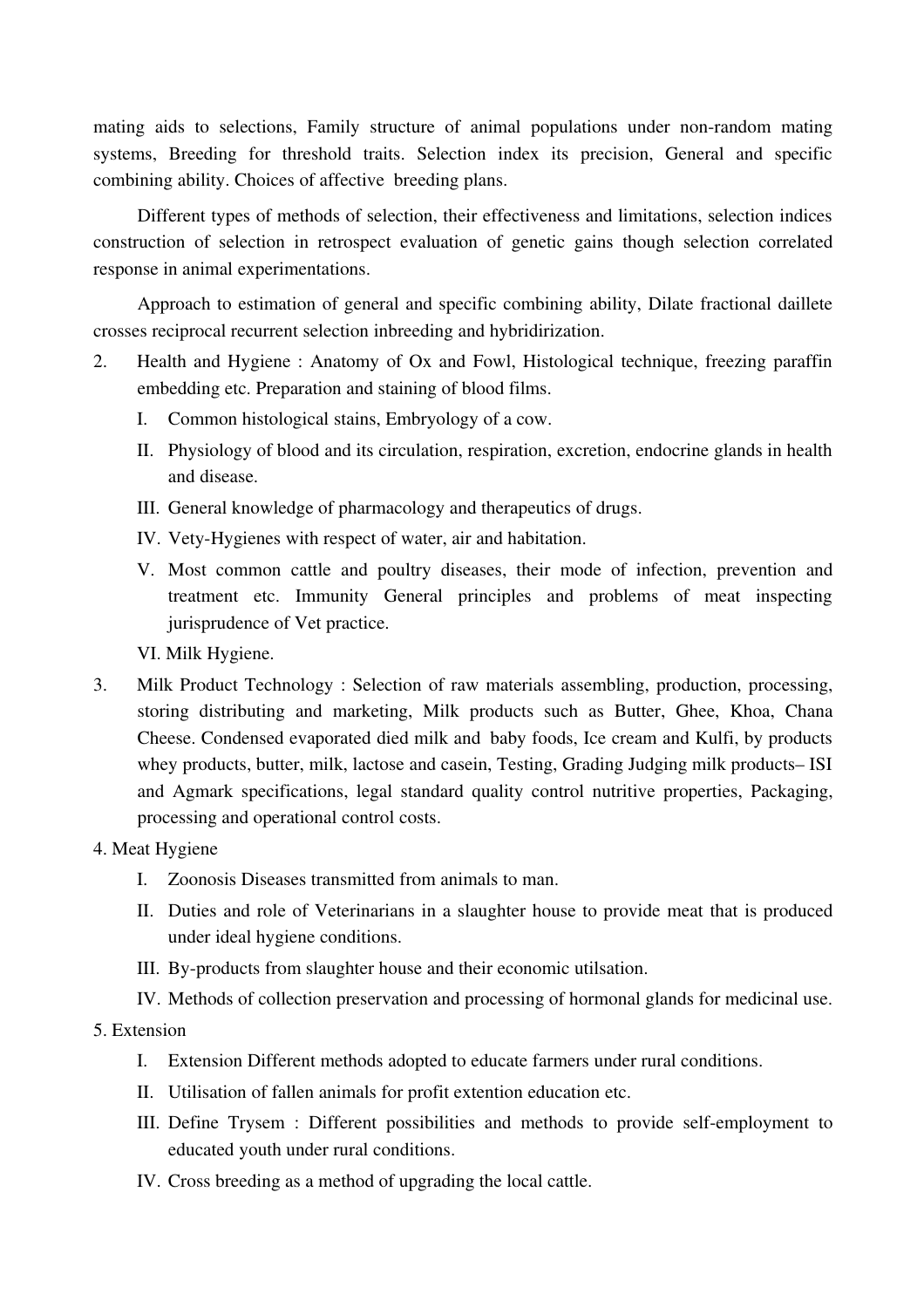mating aids to selections, Family structure of animal populations under non-random mating systems, Breeding for threshold traits. Selection index its precision, General and specific combining ability. Choices of affective breeding plans.

Different types of methods of selection, their effectiveness and limitations, selection indices construction of selection in retrospect evaluation of genetic gains though selection correlated response in animal experimentations.

Approach to estimation of general and specific combining ability, Dilate fractional daillete crosses reciprocal recurrent selection inbreeding and hybridirization.

2. Health and Hygiene : Anatomy of Ox and Fowl, Histological technique, freezing paraffin embedding etc. Preparation and staining of blood films.
   - I. Common histological stains, Embryology of a cow.
   - II. Physiology of blood and its circulation, respiration, excretion, endocrine glands in health and disease.
   - III. General knowledge of pharmacology and therapeutics of drugs.
   - IV. Vety-Hygienes with respect of water, air and habitation.
   - V. Most common cattle and poultry diseases, their mode of infection, prevention and treatment etc. Immunity General principles and problems of meat inspecting jurisprudence of Vet practice.
   - VI. Milk Hygiene.
3. Milk Product Technology : Selection of raw materials assembling, production, processing, storing distributing and marketing, Milk products such as Butter, Ghee, Khoa, Chana Cheese. Condensed evaporated died milk and baby foods, Ice cream and Kulfi, by products whey products, butter, milk, lactose and casein, Testing, Grading Judging milk products– ISI and Agmark specifications, legal standard quality control nutritive properties, Packaging, processing and operational control costs.

4. Meat Hygiene
   - I. Zoonosis Diseases transmitted from animals to man.
   - II. Duties and role of Veterinarians in a slaughter house to provide meat that is produced under ideal hygiene conditions.
   - III. By-products from slaughter house and their economic utilsation.
   - IV. Methods of collection preservation and processing of hormonal glands for medicinal use.

5. Extension
   - I. Extension Different methods adopted to educate farmers under rural conditions.
   - II. Utilisation of fallen animals for profit extention education etc.
   - III. Define Trysem : Different possibilities and methods to provide self-employment to educated youth under rural conditions.
   - IV. Cross breeding as a method of upgrading the local cattle.